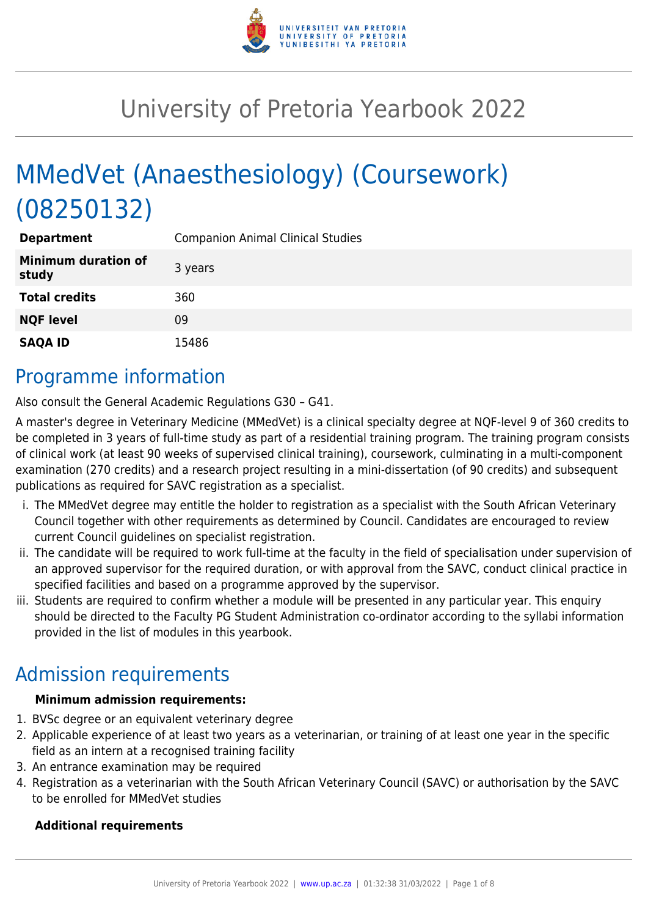# University of Pretoria Yearbook 2022

# MMedVet (Anaesthesiology) (Coursework) (08250132)

| | |
|---|---|
| **Department** | Companion Animal Clinical Studies |
| **Minimum duration of study** | 3 years |
| **Total credits** | 360 |
| **NQF level** | 09 |
| **SAQA ID** | 15486 |

## Programme information

Also consult the General Academic Regulations G30 – G41.

A master's degree in Veterinary Medicine (MMedVet) is a clinical specialty degree at NQF-level 9 of 360 credits to be completed in 3 years of full-time study as part of a residential training program. The training program consists of clinical work (at least 90 weeks of supervised clinical training), coursework, culminating in a multi-component examination (270 credits) and a research project resulting in a mini-dissertation (of 90 credits) and subsequent publications as required for SAVC registration as a specialist.

i. The MMedVet degree may entitle the holder to registration as a specialist with the South African Veterinary Council together with other requirements as determined by Council. Candidates are encouraged to review current Council guidelines on specialist registration.
ii. The candidate will be required to work full-time at the faculty in the field of specialisation under supervision of an approved supervisor for the required duration, or with approval from the SAVC, conduct clinical practice in specified facilities and based on a programme approved by the supervisor.
iii. Students are required to confirm whether a module will be presented in any particular year. This enquiry should be directed to the Faculty PG Student Administration co-ordinator according to the syllabi information provided in the list of modules in this yearbook.

## Admission requirements

**Minimum admission requirements:**

1. BVSc degree or an equivalent veterinary degree
2. Applicable experience of at least two years as a veterinarian, or training of at least one year in the specific field as an intern at a recognised training facility
3. An entrance examination may be required
4. Registration as a veterinarian with the South African Veterinary Council (SAVC) or authorisation by the SAVC to be enrolled for MMedVet studies

**Additional requirements**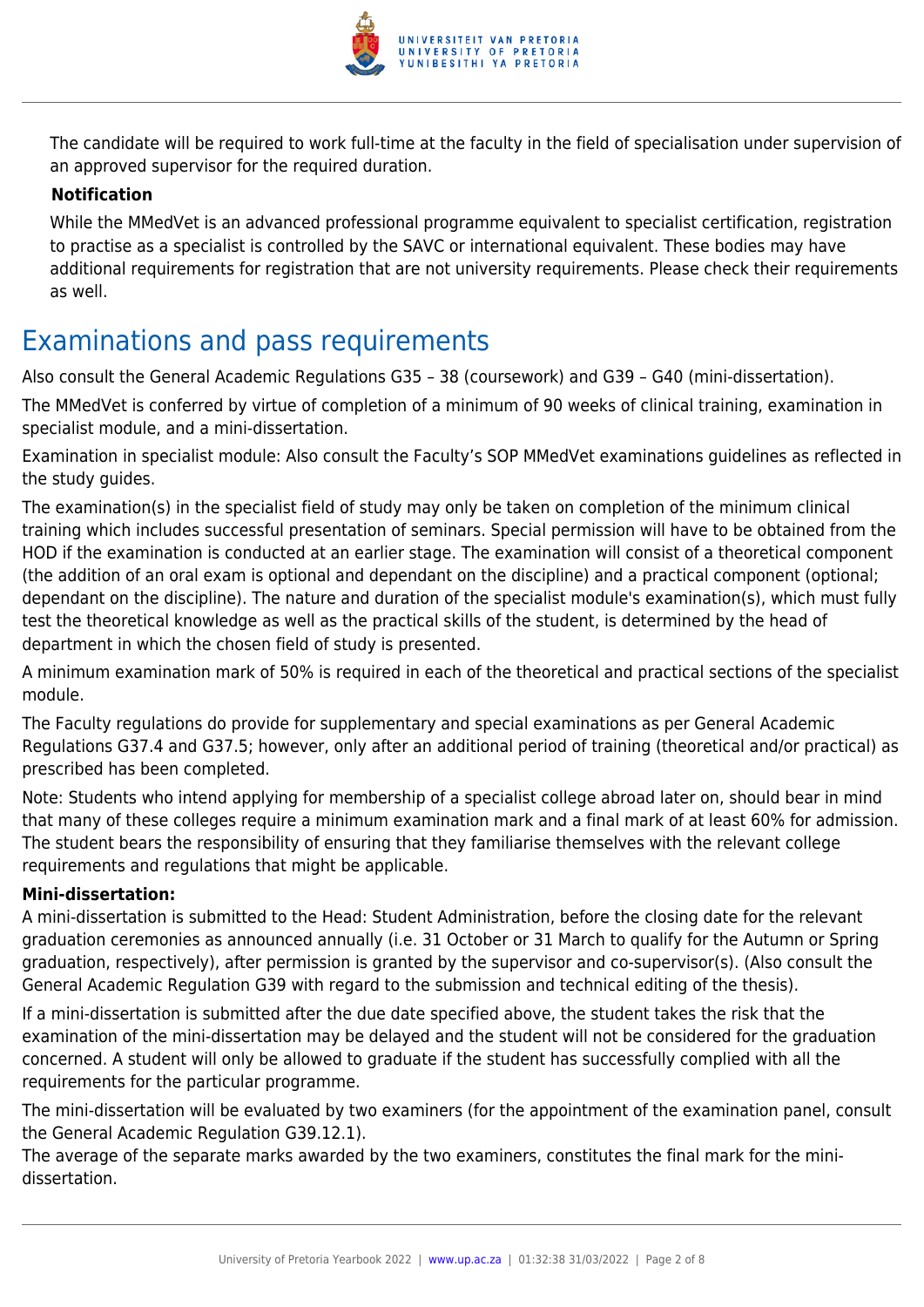The candidate will be required to work full-time at the faculty in the field of specialisation under supervision of an approved supervisor for the required duration.

**Notification**

While the MMedVet is an advanced professional programme equivalent to specialist certification, registration to practise as a specialist is controlled by the SAVC or international equivalent. These bodies may have additional requirements for registration that are not university requirements. Please check their requirements as well.

## Examinations and pass requirements

Also consult the General Academic Regulations G35 – 38 (coursework) and G39 – G40 (mini-dissertation).

The MMedVet is conferred by virtue of completion of a minimum of 90 weeks of clinical training, examination in specialist module, and a mini-dissertation.

Examination in specialist module: Also consult the Faculty's SOP MMedVet examinations guidelines as reflected in the study guides.

The examination(s) in the specialist field of study may only be taken on completion of the minimum clinical training which includes successful presentation of seminars. Special permission will have to be obtained from the HOD if the examination is conducted at an earlier stage. The examination will consist of a theoretical component (the addition of an oral exam is optional and dependant on the discipline) and a practical component (optional; dependant on the discipline). The nature and duration of the specialist module's examination(s), which must fully test the theoretical knowledge as well as the practical skills of the student, is determined by the head of department in which the chosen field of study is presented.

A minimum examination mark of 50% is required in each of the theoretical and practical sections of the specialist module.

The Faculty regulations do provide for supplementary and special examinations as per General Academic Regulations G37.4 and G37.5; however, only after an additional period of training (theoretical and/or practical) as prescribed has been completed.

Note: Students who intend applying for membership of a specialist college abroad later on, should bear in mind that many of these colleges require a minimum examination mark and a final mark of at least 60% for admission. The student bears the responsibility of ensuring that they familiarise themselves with the relevant college requirements and regulations that might be applicable.

**Mini-dissertation:**

A mini-dissertation is submitted to the Head: Student Administration, before the closing date for the relevant graduation ceremonies as announced annually (i.e. 31 October or 31 March to qualify for the Autumn or Spring graduation, respectively), after permission is granted by the supervisor and co-supervisor(s). (Also consult the General Academic Regulation G39 with regard to the submission and technical editing of the thesis).

If a mini-dissertation is submitted after the due date specified above, the student takes the risk that the examination of the mini-dissertation may be delayed and the student will not be considered for the graduation concerned. A student will only be allowed to graduate if the student has successfully complied with all the requirements for the particular programme.

The mini-dissertation will be evaluated by two examiners (for the appointment of the examination panel, consult the General Academic Regulation G39.12.1).

The average of the separate marks awarded by the two examiners, constitutes the final mark for the mini-dissertation.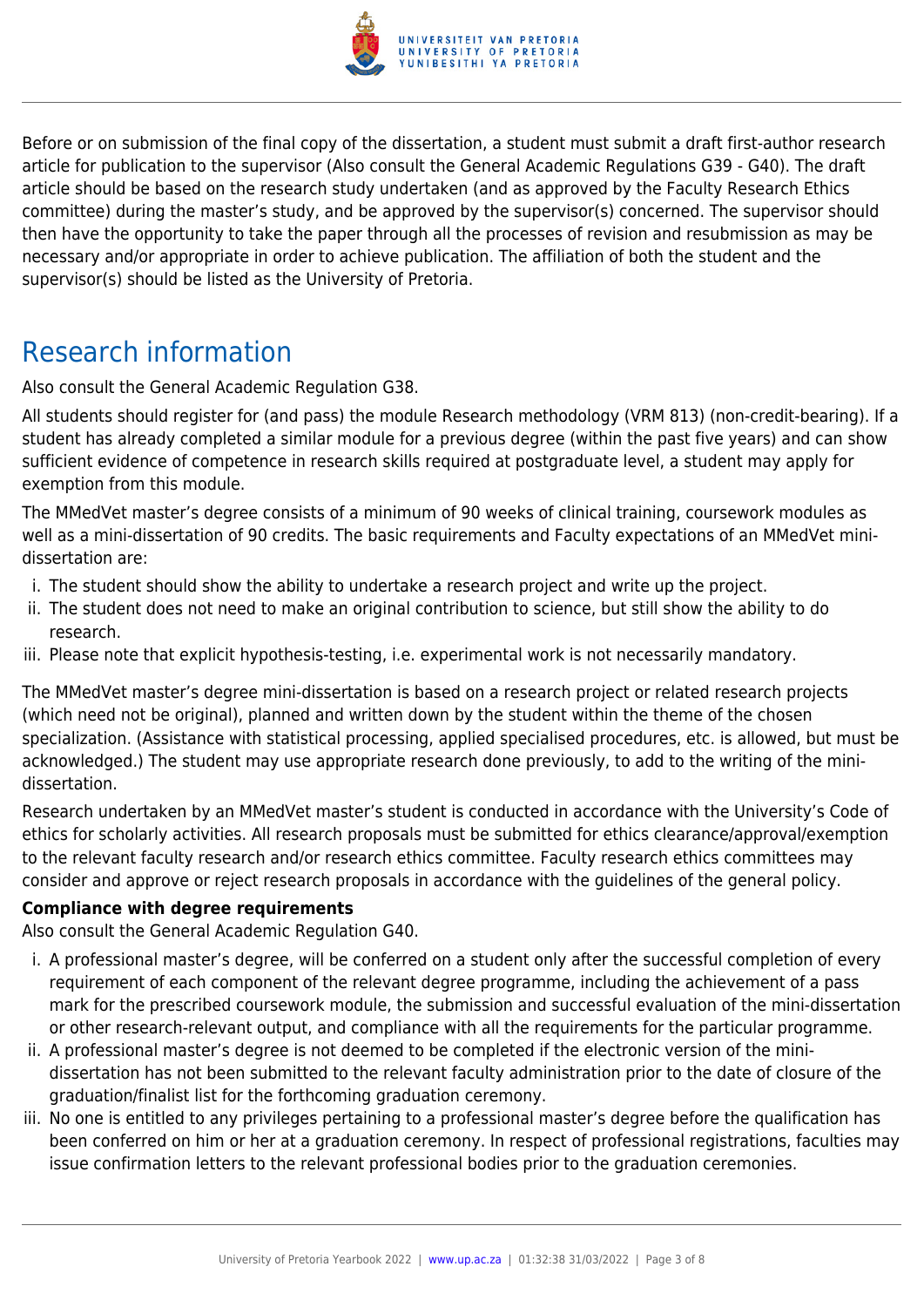Before or on submission of the final copy of the dissertation, a student must submit a draft first-author research article for publication to the supervisor (Also consult the General Academic Regulations G39 - G40). The draft article should be based on the research study undertaken (and as approved by the Faculty Research Ethics committee) during the master's study, and be approved by the supervisor(s) concerned. The supervisor should then have the opportunity to take the paper through all the processes of revision and resubmission as may be necessary and/or appropriate in order to achieve publication. The affiliation of both the student and the supervisor(s) should be listed as the University of Pretoria.

## Research information

Also consult the General Academic Regulation G38.

All students should register for (and pass) the module Research methodology (VRM 813) (non-credit-bearing). If a student has already completed a similar module for a previous degree (within the past five years) and can show sufficient evidence of competence in research skills required at postgraduate level, a student may apply for exemption from this module.

The MMedVet master's degree consists of a minimum of 90 weeks of clinical training, coursework modules as well as a mini-dissertation of 90 credits. The basic requirements and Faculty expectations of an MMedVet mini-dissertation are:

i. The student should show the ability to undertake a research project and write up the project.
ii. The student does not need to make an original contribution to science, but still show the ability to do research.
iii. Please note that explicit hypothesis-testing, i.e. experimental work is not necessarily mandatory.

The MMedVet master's degree mini-dissertation is based on a research project or related research projects (which need not be original), planned and written down by the student within the theme of the chosen specialization. (Assistance with statistical processing, applied specialised procedures, etc. is allowed, but must be acknowledged.) The student may use appropriate research done previously, to add to the writing of the mini-dissertation.

Research undertaken by an MMedVet master's student is conducted in accordance with the University's Code of ethics for scholarly activities. All research proposals must be submitted for ethics clearance/approval/exemption to the relevant faculty research and/or research ethics committee. Faculty research ethics committees may consider and approve or reject research proposals in accordance with the guidelines of the general policy.

**Compliance with degree requirements**

Also consult the General Academic Regulation G40.

i. A professional master's degree, will be conferred on a student only after the successful completion of every requirement of each component of the relevant degree programme, including the achievement of a pass mark for the prescribed coursework module, the submission and successful evaluation of the mini-dissertation or other research-relevant output, and compliance with all the requirements for the particular programme.
ii. A professional master's degree is not deemed to be completed if the electronic version of the mini-dissertation has not been submitted to the relevant faculty administration prior to the date of closure of the graduation/finalist list for the forthcoming graduation ceremony.
iii. No one is entitled to any privileges pertaining to a professional master's degree before the qualification has been conferred on him or her at a graduation ceremony. In respect of professional registrations, faculties may issue confirmation letters to the relevant professional bodies prior to the graduation ceremonies.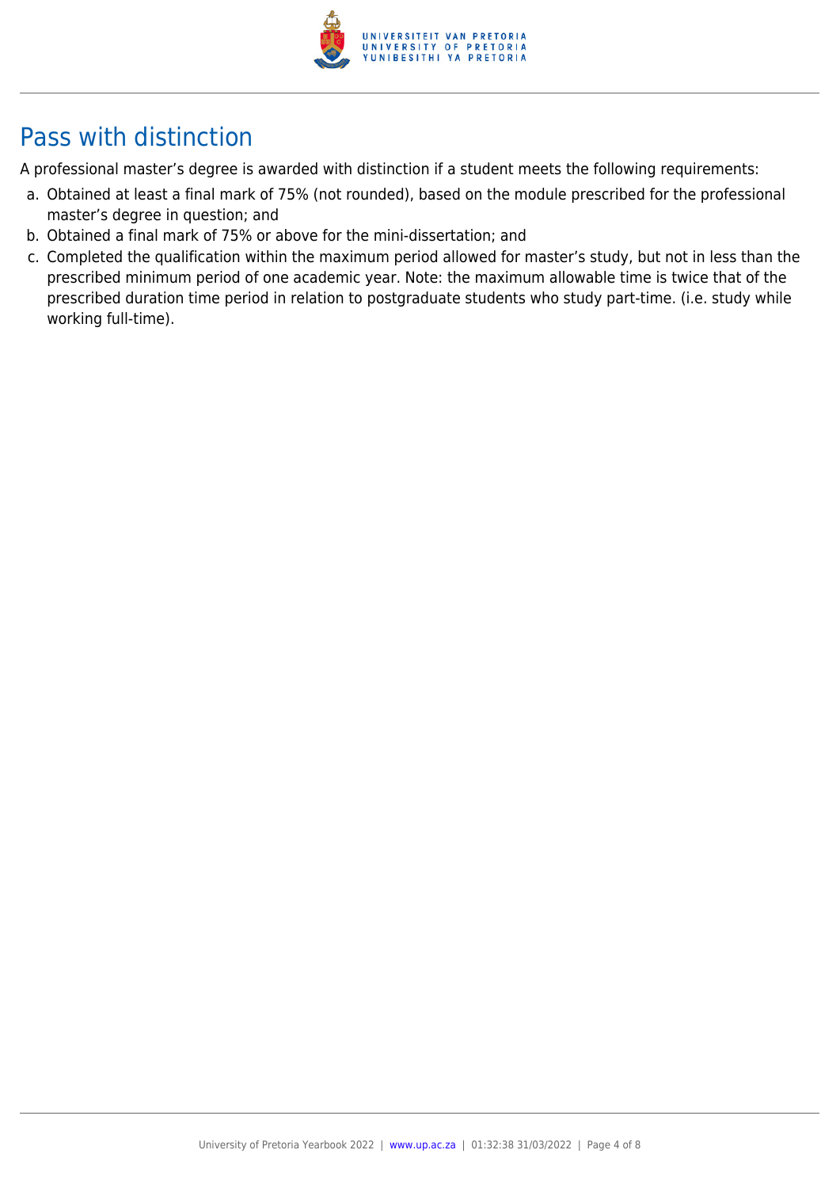## Pass with distinction

A professional master's degree is awarded with distinction if a student meets the following requirements:

a. Obtained at least a final mark of 75% (not rounded), based on the module prescribed for the professional master's degree in question; and
b. Obtained a final mark of 75% or above for the mini-dissertation; and
c. Completed the qualification within the maximum period allowed for master's study, but not in less than the prescribed minimum period of one academic year. Note: the maximum allowable time is twice that of the prescribed duration time period in relation to postgraduate students who study part-time. (i.e. study while working full-time).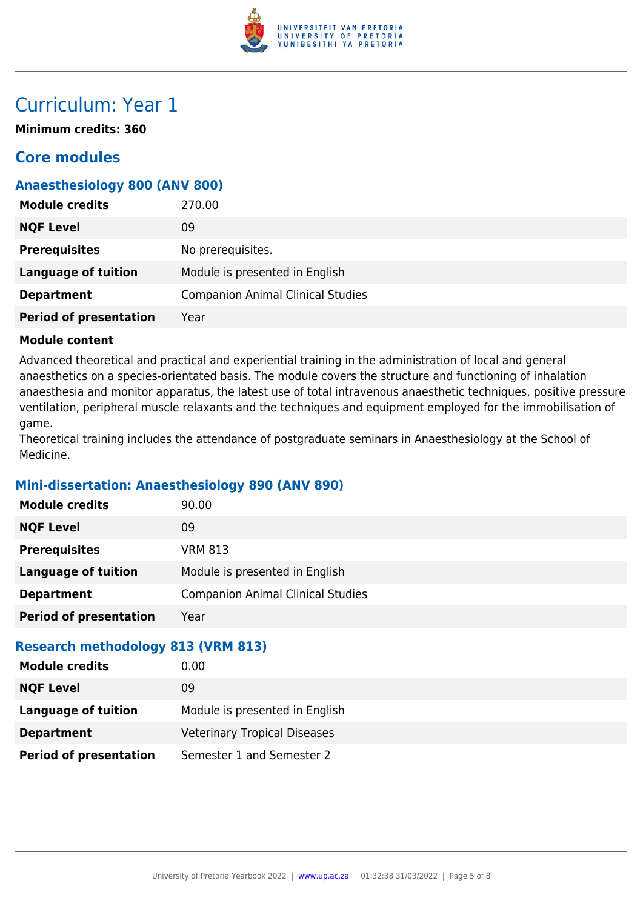# Curriculum: Year 1

**Minimum credits: 360**

## Core modules

### Anaesthesiology 800 (ANV 800)

| | |
|---|---|
| **Module credits** | 270.00 |
| **NQF Level** | 09 |
| **Prerequisites** | No prerequisites. |
| **Language of tuition** | Module is presented in English |
| **Department** | Companion Animal Clinical Studies |
| **Period of presentation** | Year |

**Module content**

Advanced theoretical and practical and experiential training in the administration of local and general anaesthetics on a species-orientated basis. The module covers the structure and functioning of inhalation anaesthesia and monitor apparatus, the latest use of total intravenous anaesthetic techniques, positive pressure ventilation, peripheral muscle relaxants and the techniques and equipment employed for the immobilisation of game.

Theoretical training includes the attendance of postgraduate seminars in Anaesthesiology at the School of Medicine.

### Mini-dissertation: Anaesthesiology 890 (ANV 890)

| | |
|---|---|
| **Module credits** | 90.00 |
| **NQF Level** | 09 |
| **Prerequisites** | VRM 813 |
| **Language of tuition** | Module is presented in English |
| **Department** | Companion Animal Clinical Studies |
| **Period of presentation** | Year |

### Research methodology 813 (VRM 813)

| | |
|---|---|
| **Module credits** | 0.00 |
| **NQF Level** | 09 |
| **Language of tuition** | Module is presented in English |
| **Department** | Veterinary Tropical Diseases |
| **Period of presentation** | Semester 1 and Semester 2 |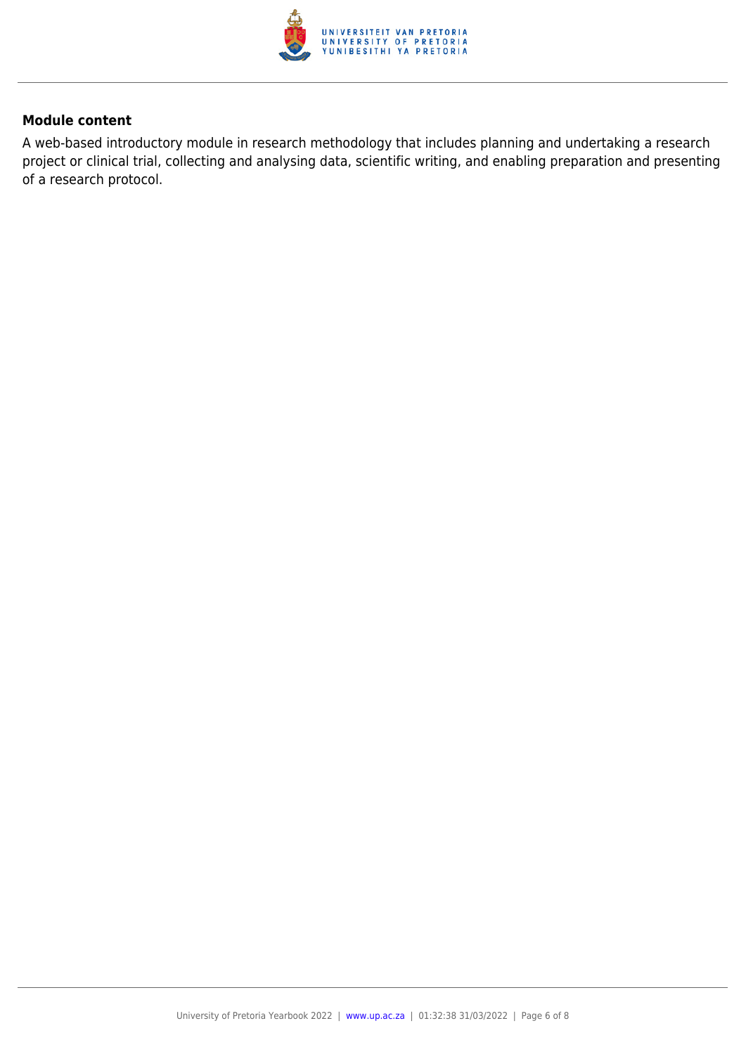**Module content**

A web-based introductory module in research methodology that includes planning and undertaking a research project or clinical trial, collecting and analysing data, scientific writing, and enabling preparation and presenting of a research protocol.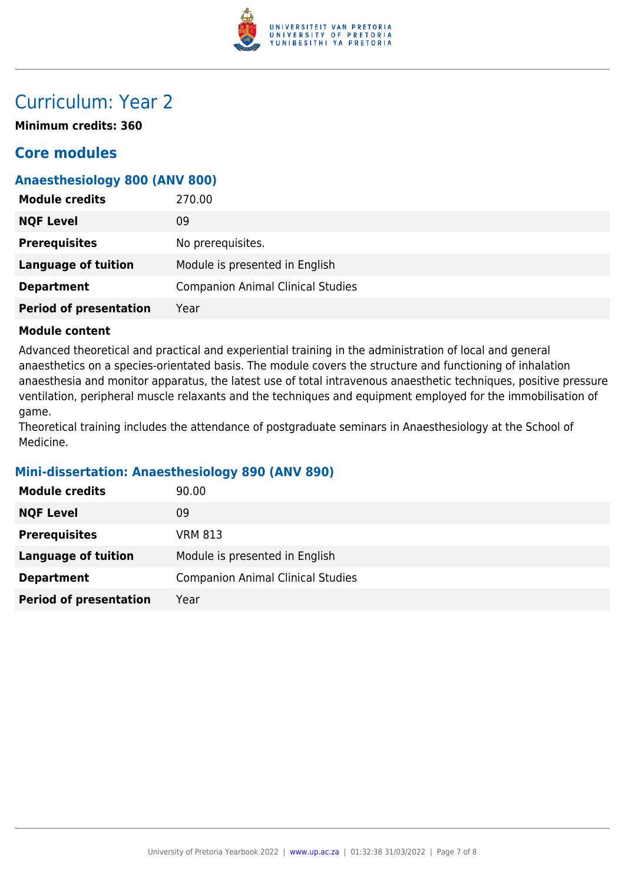# Curriculum: Year 2

**Minimum credits: 360**

## Core modules

### Anaesthesiology 800 (ANV 800)

| | |
|---|---|
| **Module credits** | 270.00 |
| **NQF Level** | 09 |
| **Prerequisites** | No prerequisites. |
| **Language of tuition** | Module is presented in English |
| **Department** | Companion Animal Clinical Studies |
| **Period of presentation** | Year |

**Module content**

Advanced theoretical and practical and experiential training in the administration of local and general anaesthetics on a species-orientated basis. The module covers the structure and functioning of inhalation anaesthesia and monitor apparatus, the latest use of total intravenous anaesthetic techniques, positive pressure ventilation, peripheral muscle relaxants and the techniques and equipment employed for the immobilisation of game.
Theoretical training includes the attendance of postgraduate seminars in Anaesthesiology at the School of Medicine.

### Mini-dissertation: Anaesthesiology 890 (ANV 890)

| | |
|---|---|
| **Module credits** | 90.00 |
| **NQF Level** | 09 |
| **Prerequisites** | VRM 813 |
| **Language of tuition** | Module is presented in English |
| **Department** | Companion Animal Clinical Studies |
| **Period of presentation** | Year |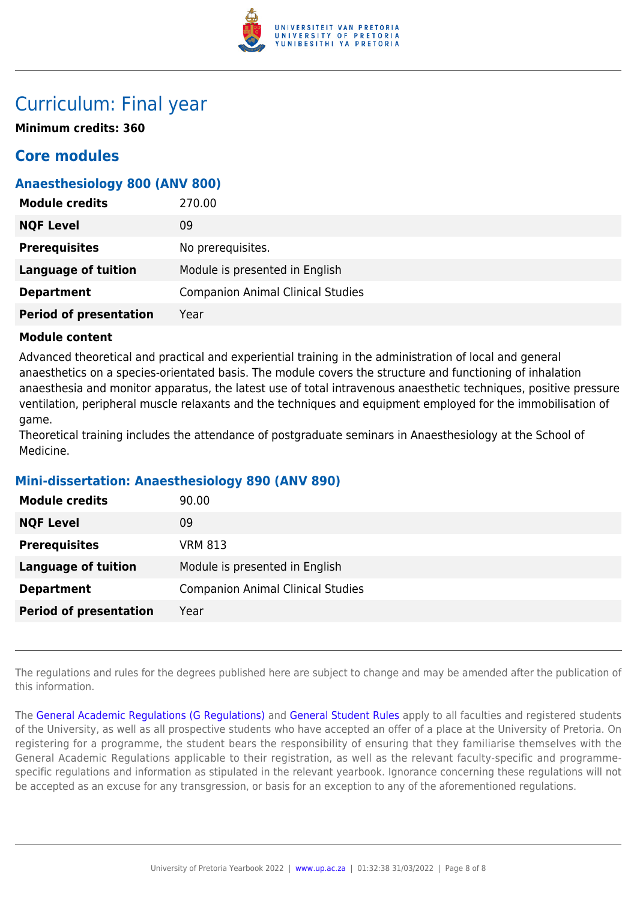# Curriculum: Final year

**Minimum credits: 360**

## Core modules

### Anaesthesiology 800 (ANV 800)

| | |
|---|---|
| **Module credits** | 270.00 |
| **NQF Level** | 09 |
| **Prerequisites** | No prerequisites. |
| **Language of tuition** | Module is presented in English |
| **Department** | Companion Animal Clinical Studies |
| **Period of presentation** | Year |

**Module content**

Advanced theoretical and practical and experiential training in the administration of local and general anaesthetics on a species-orientated basis. The module covers the structure and functioning of inhalation anaesthesia and monitor apparatus, the latest use of total intravenous anaesthetic techniques, positive pressure ventilation, peripheral muscle relaxants and the techniques and equipment employed for the immobilisation of game.
Theoretical training includes the attendance of postgraduate seminars in Anaesthesiology at the School of Medicine.

### Mini-dissertation: Anaesthesiology 890 (ANV 890)

| | |
|---|---|
| **Module credits** | 90.00 |
| **NQF Level** | 09 |
| **Prerequisites** | VRM 813 |
| **Language of tuition** | Module is presented in English |
| **Department** | Companion Animal Clinical Studies |
| **Period of presentation** | Year |

The regulations and rules for the degrees published here are subject to change and may be amended after the publication of this information.

The General Academic Regulations (G Regulations) and General Student Rules apply to all faculties and registered students of the University, as well as all prospective students who have accepted an offer of a place at the University of Pretoria. On registering for a programme, the student bears the responsibility of ensuring that they familiarise themselves with the General Academic Regulations applicable to their registration, as well as the relevant faculty-specific and programme-specific regulations and information as stipulated in the relevant yearbook. Ignorance concerning these regulations will not be accepted as an excuse for any transgression, or basis for an exception to any of the aforementioned regulations.